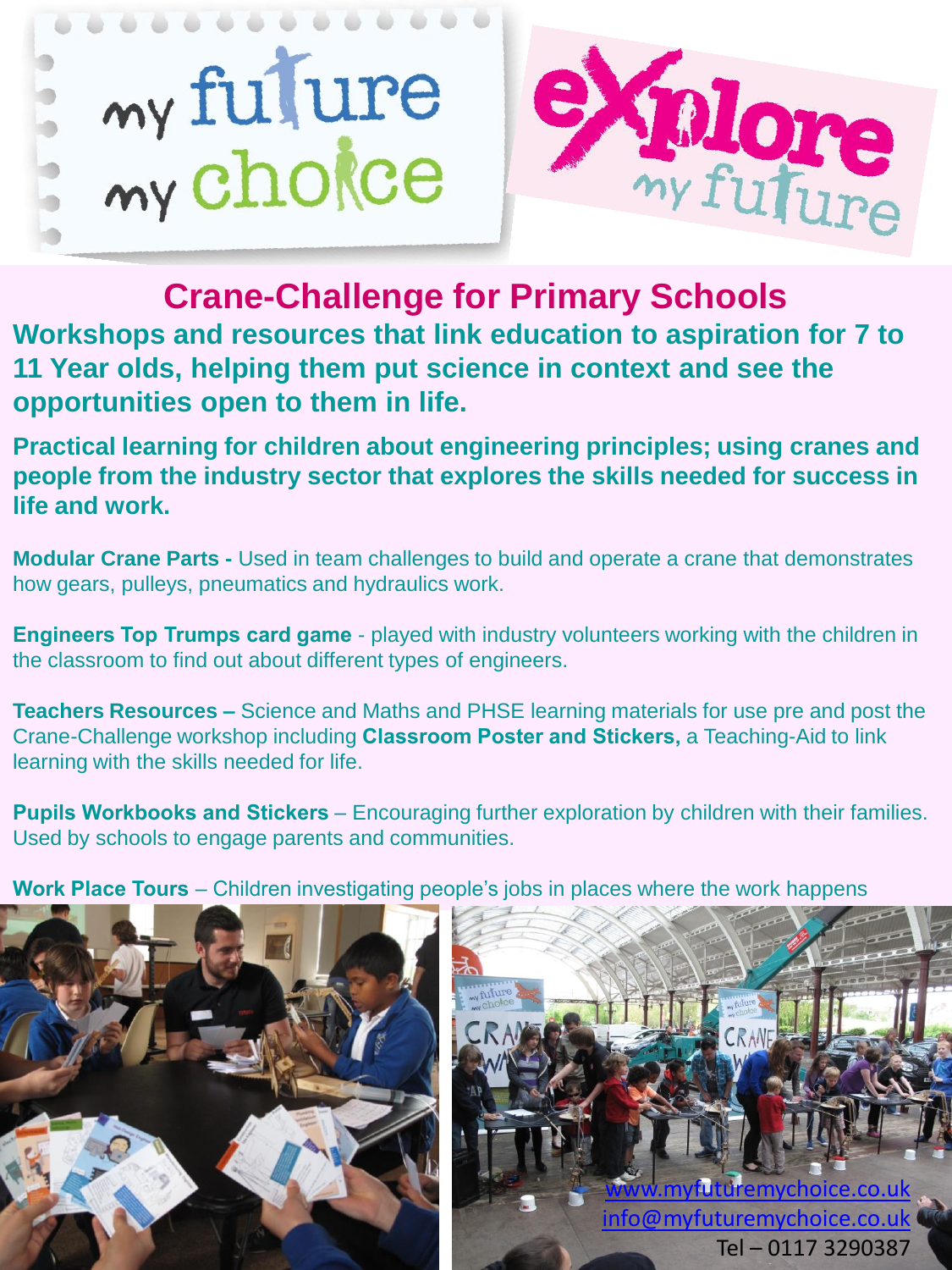my future my choice

explore my future

# Crane-Challenge for Primary Schools

## Workshops and resources that link education to aspiration for 7 to 11 Year olds, helping them put science in context and see the opportunities open to them in life.

**Practical learning for children about engineering principles; using cranes and people from the industry sector that explores the skills needed for success in life and work.**

**Modular Crane Parts -** Used in team challenges to build and operate a crane that demonstrates how gears, pulleys, pneumatics and hydraulics work.

**Engineers Top Trumps card game** - played with industry volunteers working with the children in the classroom to find out about different types of engineers.

**Teachers Resources –** Science and Maths and PHSE learning materials for use pre and post the Crane-Challenge workshop including **Classroom Poster and Stickers,** a Teaching-Aid to link learning with the skills needed for life.

**Pupils Workbooks and Stickers** – Encouraging further exploration by children with their families. Used by schools to engage parents and communities.

**Work Place Tours** – Children investigating people's jobs in places where the work happens

www.myfuturemychoice.co.uk
info@myfuturemychoice.co.uk
Tel – 0117 3290387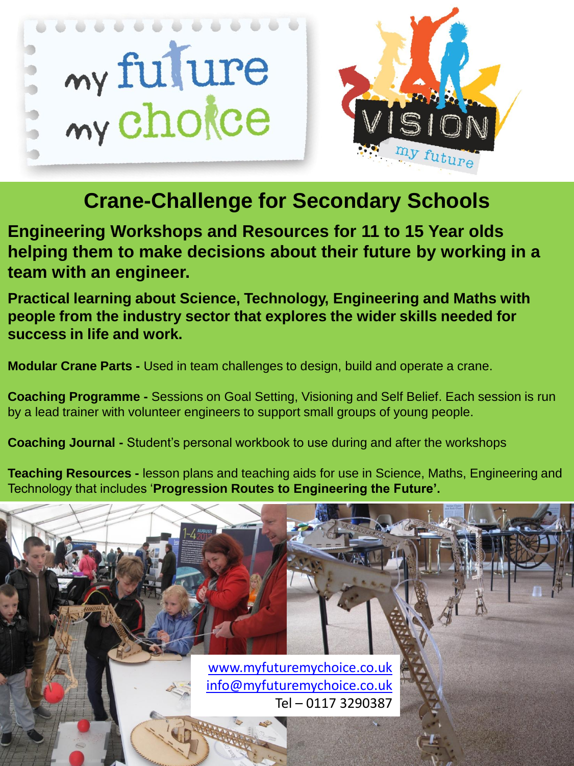my future my choice

VISION my future

# Crane-Challenge for Secondary Schools

**Engineering Workshops and Resources for 11 to 15 Year olds helping them to make decisions about their future by working in a team with an engineer.**

**Practical learning about Science, Technology, Engineering and Maths with people from the industry sector that explores the wider skills needed for success in life and work.**

**Modular Crane Parts -** Used in team challenges to design, build and operate a crane.

**Coaching Programme -** Sessions on Goal Setting, Visioning and Self Belief. Each session is run by a lead trainer with volunteer engineers to support small groups of young people.

**Coaching Journal -** Student's personal workbook to use during and after the workshops

**Teaching Resources -** lesson plans and teaching aids for use in Science, Maths, Engineering and Technology that includes '**Progression Routes to Engineering the Future'.**

www.myfuturemychoice.co.uk
info@myfuturemychoice.co.uk
Tel – 0117 3290387